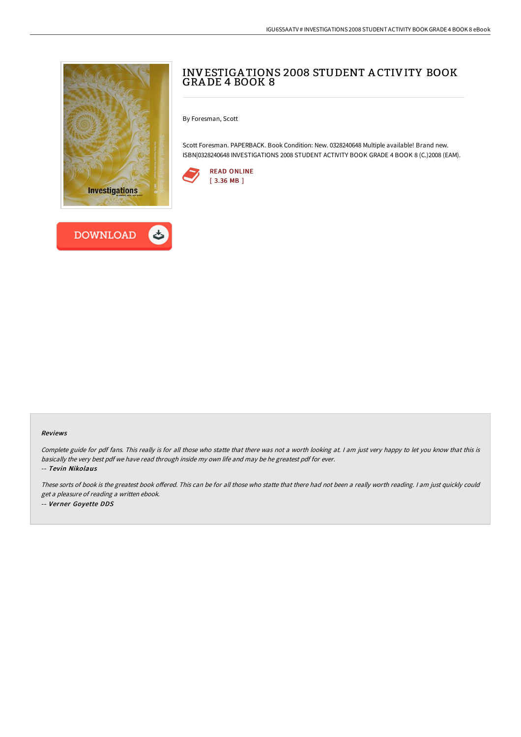# INVESTIGATIONS 2008 STUDENT ACTIVITY BOOK GRADE 4 BOOK 8

By Foresman, Scott

Scott Foresman. PAPERBACK. Book Condition: New. 0328240648 Multiple available! Brand new. ISBN|0328240648 INVESTIGATIONS 2008 STUDENT ACTIVITY BOOK GRADE 4 BOOK 8 (C.)2008 (EAM).

READ ONLINE
[ 3.36 MB ]

DOWNLOAD

### Reviews

*Complete guide for pdf fans. This really is for all those who statte that there was not a worth looking at. I am just very happy to let you know that this is basically the very best pdf we have read through inside my own life and may be he greatest pdf for ever.*

*-- **Tevin Nikolaus***

*These sorts of book is the greatest book offered. This can be for all those who statte that there had not been a really worth reading. I am just quickly could get a pleasure of reading a written ebook.*

*-- **Verner Goyette DDS***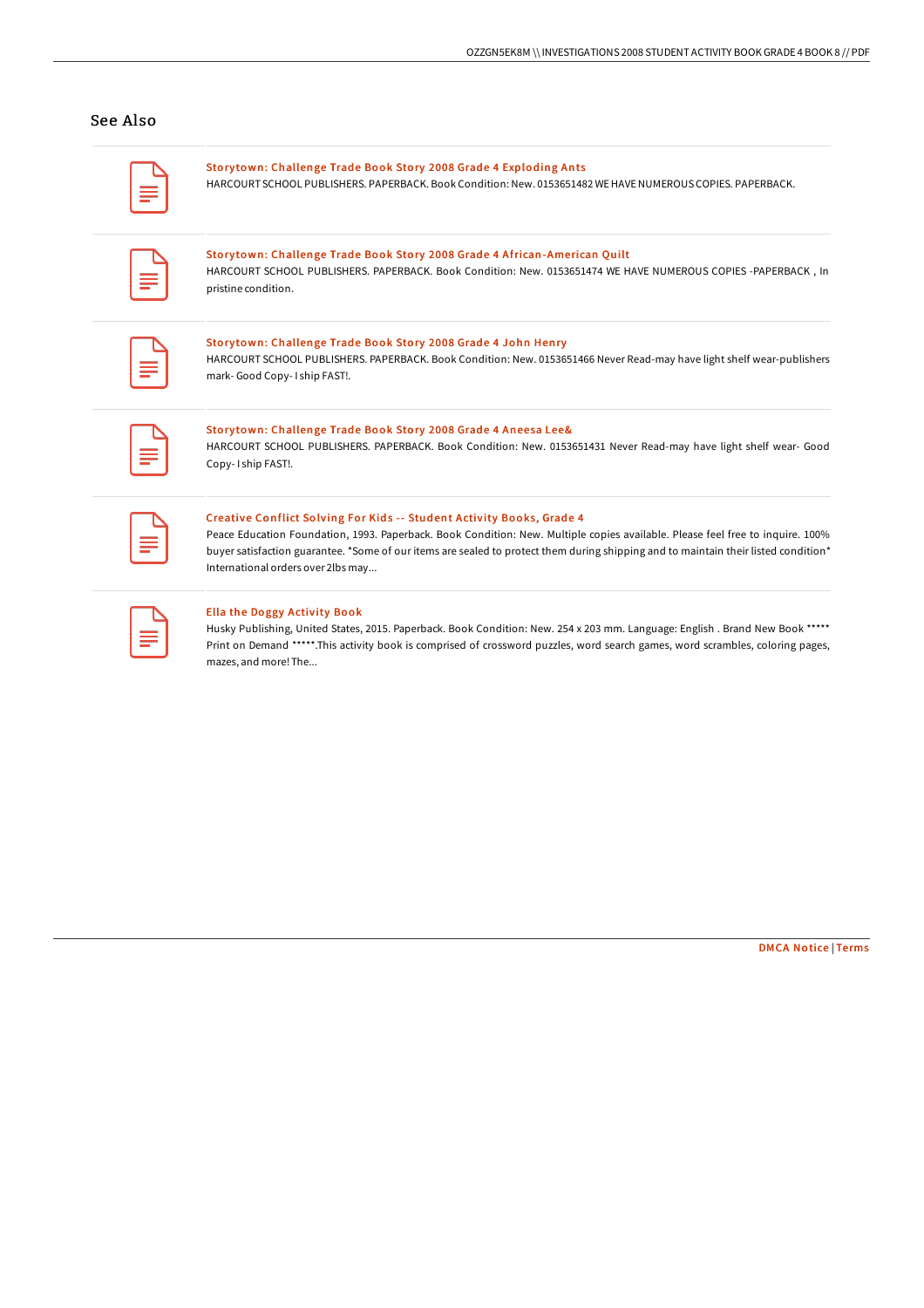## See Also

### Storytown: Challenge Trade Book Story 2008 Grade 4 Exploding Ants

HARCOURT SCHOOL PUBLISHERS. PAPERBACK. Book Condition: New. 0153651482 WE HAVE NUMEROUS COPIES. PAPERBACK.

### Storytown: Challenge Trade Book Story 2008 Grade 4 African-American Quilt

HARCOURT SCHOOL PUBLISHERS. PAPERBACK. Book Condition: New. 0153651474 WE HAVE NUMEROUS COPIES -PAPERBACK , In pristine condition.

### Storytown: Challenge Trade Book Story 2008 Grade 4 John Henry

HARCOURT SCHOOL PUBLISHERS. PAPERBACK. Book Condition: New. 0153651466 Never Read-may have light shelf wear-publishers mark- Good Copy- I ship FAST!.

### Storytown: Challenge Trade Book Story 2008 Grade 4 Aneesa Lee&

HARCOURT SCHOOL PUBLISHERS. PAPERBACK. Book Condition: New. 0153651431 Never Read-may have light shelf wear- Good Copy- I ship FAST!.

### Creative Conflict Solving For Kids -- Student Activity Books, Grade 4

Peace Education Foundation, 1993. Paperback. Book Condition: New. Multiple copies available. Please feel free to inquire. 100% buyer satisfaction guarantee. *Some of our items are sealed to protect them during shipping and to maintain their listed condition* International orders over 2lbs may...

### Ella the Doggy Activity Book

Husky Publishing, United States, 2015. Paperback. Book Condition: New. 254 x 203 mm. Language: English . Brand New Book ***** Print on Demand *****.This activity book is comprised of crossword puzzles, word search games, word scrambles, coloring pages, mazes, and more! The...

DMCA Notice | Terms